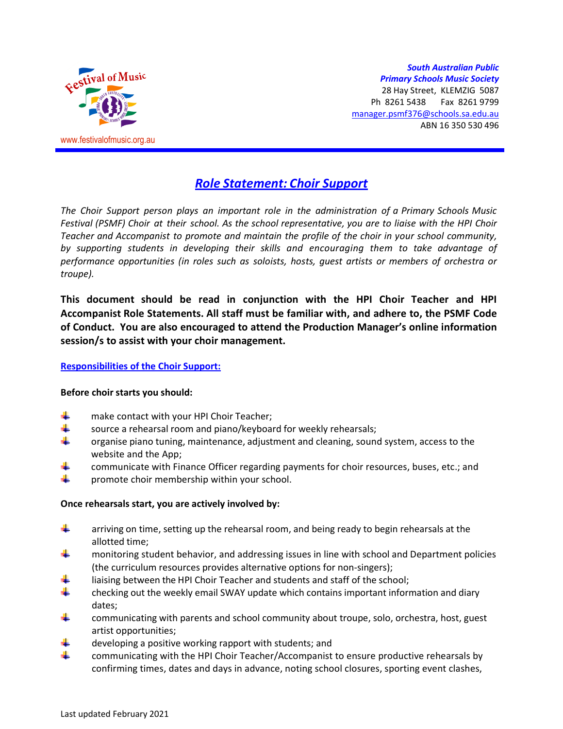Festival of Music

www.festivalofmusic.org.au

***South Australian Public Primary Schools Music Society***
28 Hay Street, KLEMZIG 5087
Ph 8261 5438 Fax 8261 9799
manager.psmf376@schools.sa.edu.au
ABN 16 350 530 496

# *Role Statement: Choir Support*

*The Choir Support person plays an important role in the administration of a Primary Schools Music Festival (PSMF) Choir at their school. As the school representative, you are to liaise with the HPI Choir Teacher and Accompanist to promote and maintain the profile of the choir in your school community, by supporting students in developing their skills and encouraging them to take advantage of performance opportunities (in roles such as soloists, hosts, guest artists or members of orchestra or troupe).*

**This document should be read in conjunction with the HPI Choir Teacher and HPI Accompanist Role Statements. All staff must be familiar with, and adhere to, the PSMF Code of Conduct. You are also encouraged to attend the Production Manager's online information session/s to assist with your choir management.**

## Responsibilities of the Choir Support:

**Before choir starts you should:**

- make contact with your HPI Choir Teacher;
- source a rehearsal room and piano/keyboard for weekly rehearsals;
- organise piano tuning, maintenance, adjustment and cleaning, sound system, access to the website and the App;
- communicate with Finance Officer regarding payments for choir resources, buses, etc.; and
- promote choir membership within your school.

**Once rehearsals start, you are actively involved by:**

- arriving on time, setting up the rehearsal room, and being ready to begin rehearsals at the allotted time;
- monitoring student behavior, and addressing issues in line with school and Department policies (the curriculum resources provides alternative options for non-singers);
- liaising between the HPI Choir Teacher and students and staff of the school;
- checking out the weekly email SWAY update which contains important information and diary dates;
- communicating with parents and school community about troupe, solo, orchestra, host, guest artist opportunities;
- developing a positive working rapport with students; and
- communicating with the HPI Choir Teacher/Accompanist to ensure productive rehearsals by confirming times, dates and days in advance, noting school closures, sporting event clashes,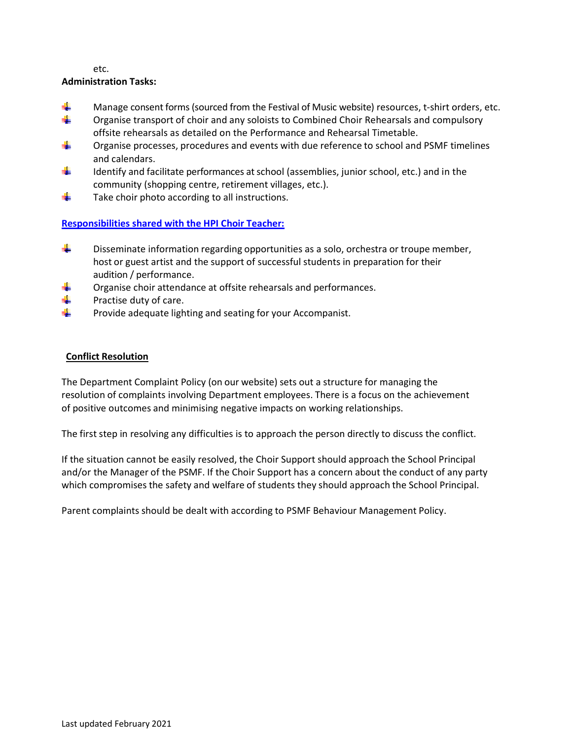etc.

**Administration Tasks:**

- Manage consent forms (sourced from the Festival of Music website) resources, t-shirt orders, etc.
- Organise transport of choir and any soloists to Combined Choir Rehearsals and compulsory offsite rehearsals as detailed on the Performance and Rehearsal Timetable.
- Organise processes, procedures and events with due reference to school and PSMF timelines and calendars.
- Identify and facilitate performances at school (assemblies, junior school, etc.) and in the community (shopping centre, retirement villages, etc.).
- Take choir photo according to all instructions.

**Responsibilities shared with the HPI Choir Teacher:**

- Disseminate information regarding opportunities as a solo, orchestra or troupe member, host or guest artist and the support of successful students in preparation for their audition / performance.
- Organise choir attendance at offsite rehearsals and performances.
- Practise duty of care.
- Provide adequate lighting and seating for your Accompanist.

**Conflict Resolution**

The Department Complaint Policy (on our website) sets out a structure for managing the resolution of complaints involving Department employees. There is a focus on the achievement of positive outcomes and minimising negative impacts on working relationships.

The first step in resolving any difficulties is to approach the person directly to discuss the conflict.

If the situation cannot be easily resolved, the Choir Support should approach the School Principal and/or the Manager of the PSMF. If the Choir Support has a concern about the conduct of any party which compromises the safety and welfare of students they should approach the School Principal.

Parent complaints should be dealt with according to PSMF Behaviour Management Policy.

Last updated February 2021